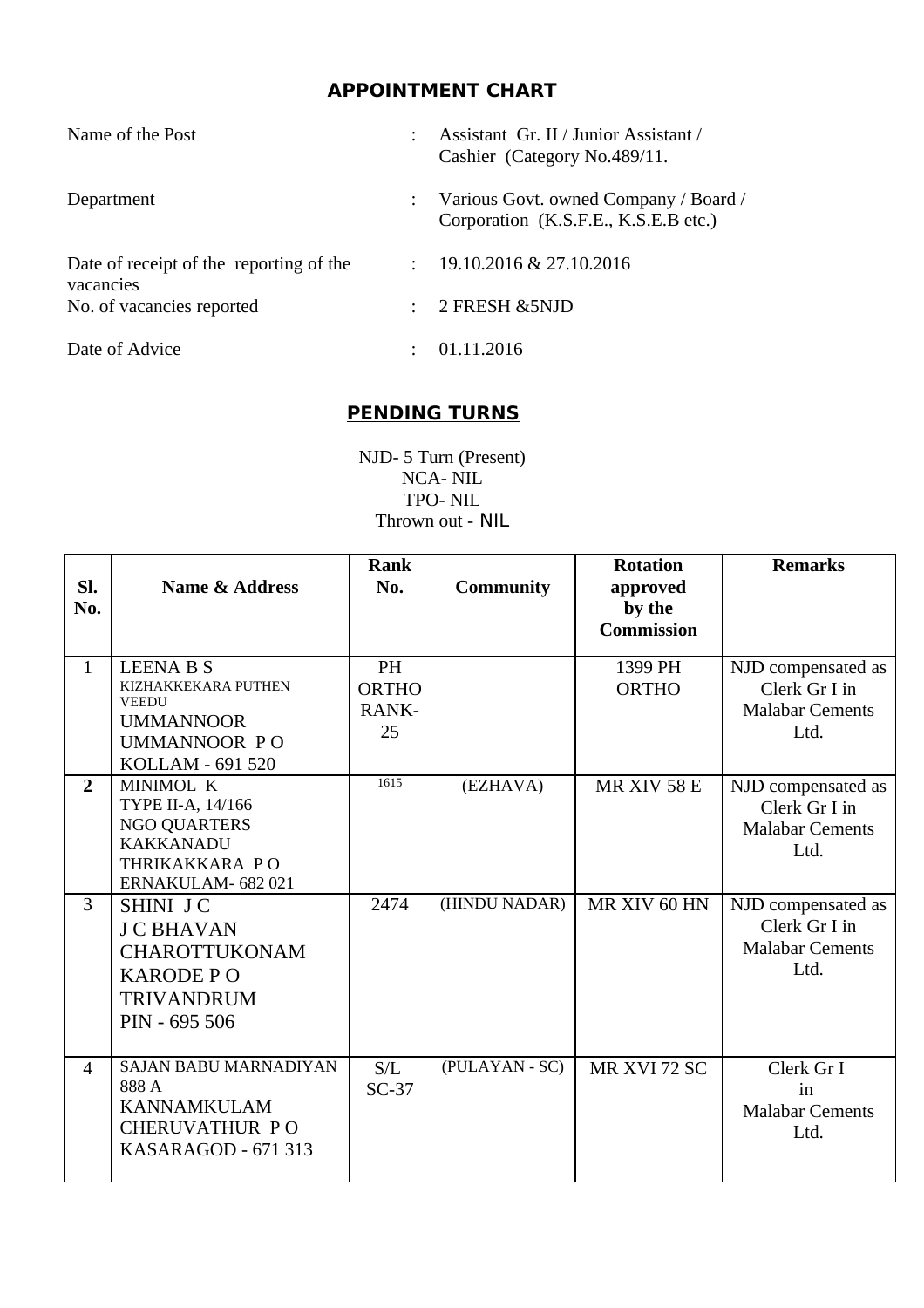## APPOINTMENT CHART

| | | |
|---|---|---|
| Name of the Post | : | Assistant Gr. II / Junior Assistant / Cashier (Category No.489/11. |
| Department | : | Various Govt. owned Company / Board / Corporation (K.S.F.E., K.S.E.B etc.) |
| Date of receipt of the reporting of the vacancies | : | 19.10.2016 & 27.10.2016 |
| No. of vacancies reported | : | 2 FRESH &5NJD |
| Date of Advice | : | 01.11.2016 |

## PENDING TURNS

NJD- 5 Turn (Present)
NCA- NIL
TPO- NIL
Thrown out - NIL

| Sl. No. | Name & Address | Rank No. | Community | Rotation approved by the Commission | Remarks |
|---|---|---|---|---|---|
| 1 | LEENA B S<br>KIZHAKKEKARA PUTHEN VEEDU<br>UMMANNOOR<br>UMMANNOOR P O<br>KOLLAM - 691 520 | PH ORTHO RANK-25 | | 1399 PH ORTHO | NJD compensated as Clerk Gr I in Malabar Cements Ltd. |
| **2** | MINIMOL K<br>TYPE II-A, 14/166<br>NGO QUARTERS<br>KAKKANADU<br>THRIKAKKARA P O<br>ERNAKULAM- 682 021 | 1615 | (EZHAVA) | MR XIV 58 E | NJD compensated as Clerk Gr I in Malabar Cements Ltd. |
| 3 | SHINI J C<br>J C BHAVAN<br>CHAROTTUKONAM<br>KARODE P O<br>TRIVANDRUM<br>PIN - 695 506 | 2474 | (HINDU NADAR) | MR XIV 60 HN | NJD compensated as Clerk Gr I in Malabar Cements Ltd. |
| 4 | SAJAN BABU MARNADIYAN<br>888 A<br>KANNAMKULAM<br>CHERUVATHUR P O<br>KASARAGOD - 671 313 | S/L SC-37 | (PULAYAN - SC) | MR XVI 72 SC | Clerk Gr I in Malabar Cements Ltd. |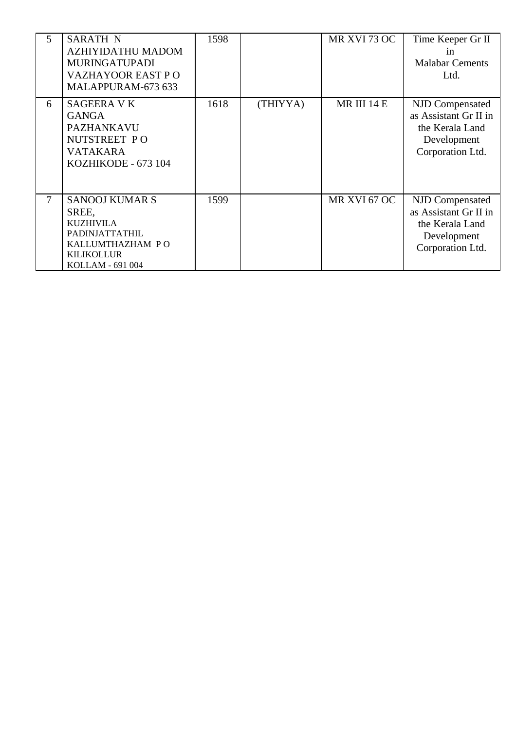| | | | | | |
|---|---|---|---|---|---|
| 5 | SARATH N<br>AZHIYIDATHU MADOM<br>MURINGATUPADI<br>VAZHAYOOR EAST P O<br>MALAPPURAM-673 633 | 1598 | | MR XVI 73 OC | Time Keeper Gr II in Malabar Cements Ltd. |
| 6 | SAGEERA V K<br>GANGA<br>PAZHANKAVU<br>NUTSTREET P O<br>VATAKARA<br>KOZHIKODE - 673 104 | 1618 | (THIYYA) | MR III 14 E | NJD Compensated as Assistant Gr II in the Kerala Land Development Corporation Ltd. |
| 7 | SANOOJ KUMAR S<br>SREE,<br>KUZHIVILA<br>PADINJATTATHIL<br>KALLUMTHAZHAM P O<br>KILIKOLLUR<br>KOLLAM - 691 004 | 1599 | | MR XVI 67 OC | NJD Compensated as Assistant Gr II in the Kerala Land Development Corporation Ltd. |